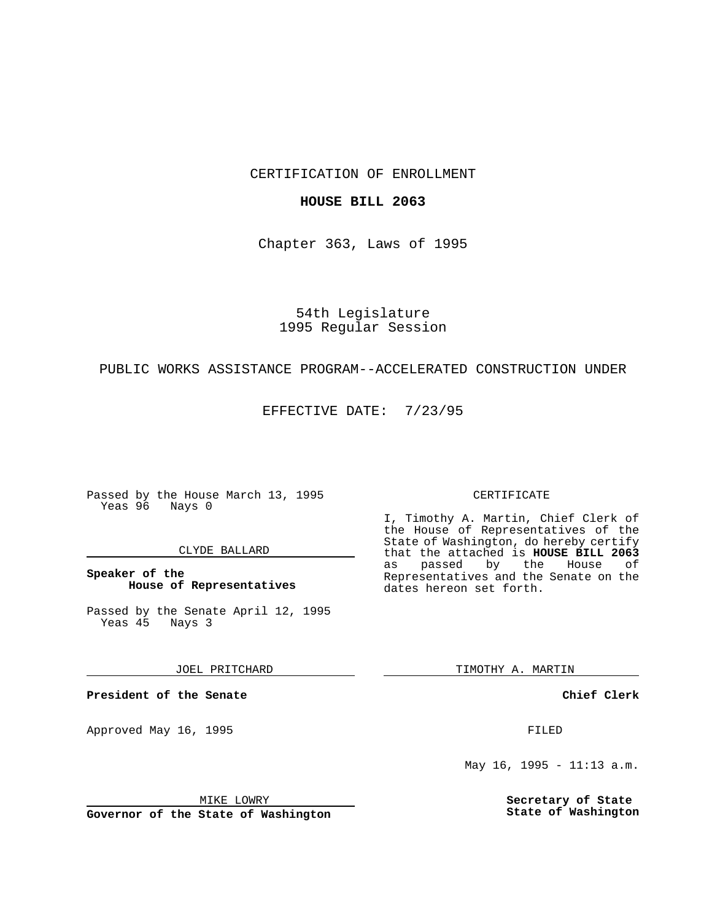CERTIFICATION OF ENROLLMENT

**HOUSE BILL 2063**

Chapter 363, Laws of 1995

54th Legislature
1995 Regular Session

PUBLIC WORKS ASSISTANCE PROGRAM--ACCELERATED CONSTRUCTION UNDER

EFFECTIVE DATE: 7/23/95

Passed by the House March 13, 1995
Yeas 96 Nays 0

CLYDE BALLARD

**Speaker of the House of Representatives**

Passed by the Senate April 12, 1995
Yeas 45 Nays 3

JOEL PRITCHARD

**President of the Senate**

Approved May 16, 1995

MIKE LOWRY

**Governor of the State of Washington**

CERTIFICATE

I, Timothy A. Martin, Chief Clerk of the House of Representatives of the State of Washington, do hereby certify that the attached is **HOUSE BILL 2063** as passed by the House of Representatives and the Senate on the dates hereon set forth.

TIMOTHY A. MARTIN

**Chief Clerk**

FILED

May 16, 1995 - 11:13 a.m.

**Secretary of State
State of Washington**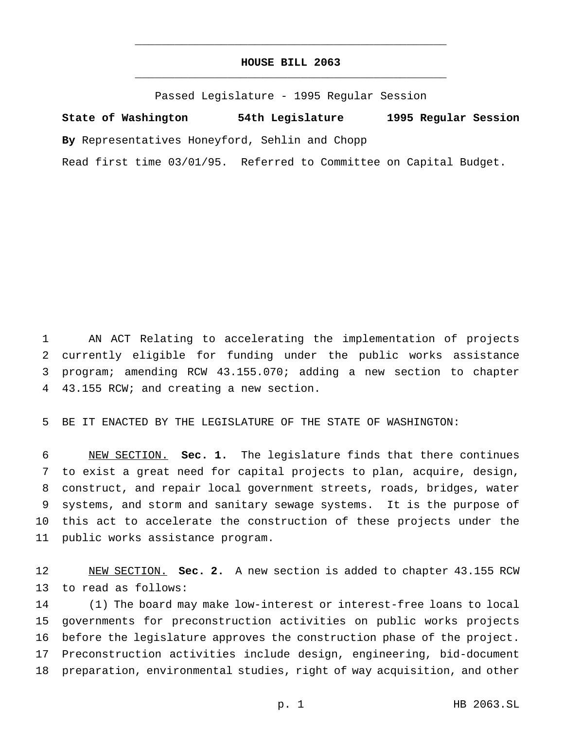# HOUSE BILL 2063

Passed Legislature - 1995 Regular Session

**State of Washington 54th Legislature 1995 Regular Session**

**By** Representatives Honeyford, Sehlin and Chopp

Read first time 03/01/95. Referred to Committee on Capital Budget.

AN ACT Relating to accelerating the implementation of projects currently eligible for funding under the public works assistance program; amending RCW 43.155.070; adding a new section to chapter 43.155 RCW; and creating a new section.

BE IT ENACTED BY THE LEGISLATURE OF THE STATE OF WASHINGTON:

NEW SECTION. **Sec. 1.** The legislature finds that there continues to exist a great need for capital projects to plan, acquire, design, construct, and repair local government streets, roads, bridges, water systems, and storm and sanitary sewage systems. It is the purpose of this act to accelerate the construction of these projects under the public works assistance program.

NEW SECTION. **Sec. 2.** A new section is added to chapter 43.155 RCW to read as follows:

(1) The board may make low-interest or interest-free loans to local governments for preconstruction activities on public works projects before the legislature approves the construction phase of the project. Preconstruction activities include design, engineering, bid-document preparation, environmental studies, right of way acquisition, and other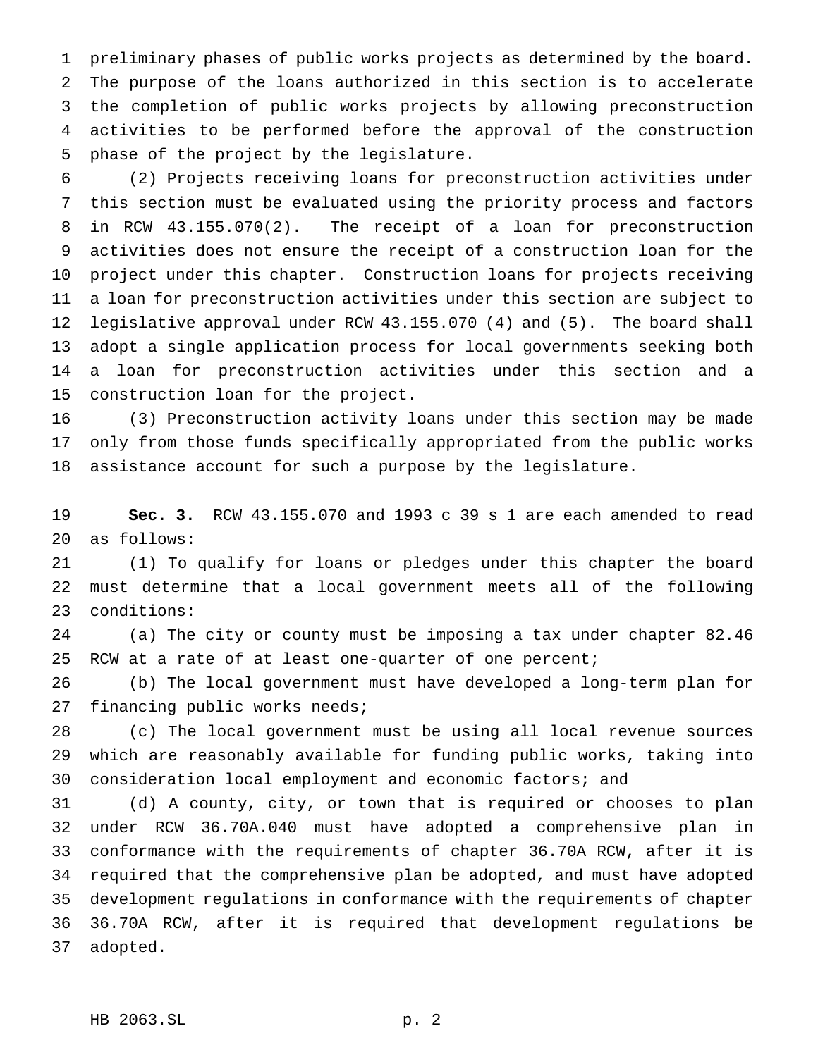preliminary phases of public works projects as determined by the board. The purpose of the loans authorized in this section is to accelerate the completion of public works projects by allowing preconstruction activities to be performed before the approval of the construction phase of the project by the legislature.

(2) Projects receiving loans for preconstruction activities under this section must be evaluated using the priority process and factors in RCW 43.155.070(2). The receipt of a loan for preconstruction activities does not ensure the receipt of a construction loan for the project under this chapter. Construction loans for projects receiving a loan for preconstruction activities under this section are subject to legislative approval under RCW 43.155.070 (4) and (5). The board shall adopt a single application process for local governments seeking both a loan for preconstruction activities under this section and a construction loan for the project.

(3) Preconstruction activity loans under this section may be made only from those funds specifically appropriated from the public works assistance account for such a purpose by the legislature.

**Sec. 3.** RCW 43.155.070 and 1993 c 39 s 1 are each amended to read as follows:

(1) To qualify for loans or pledges under this chapter the board must determine that a local government meets all of the following conditions:

(a) The city or county must be imposing a tax under chapter 82.46 RCW at a rate of at least one-quarter of one percent;

(b) The local government must have developed a long-term plan for financing public works needs;

(c) The local government must be using all local revenue sources which are reasonably available for funding public works, taking into consideration local employment and economic factors; and

(d) A county, city, or town that is required or chooses to plan under RCW 36.70A.040 must have adopted a comprehensive plan in conformance with the requirements of chapter 36.70A RCW, after it is required that the comprehensive plan be adopted, and must have adopted development regulations in conformance with the requirements of chapter 36.70A RCW, after it is required that development regulations be adopted.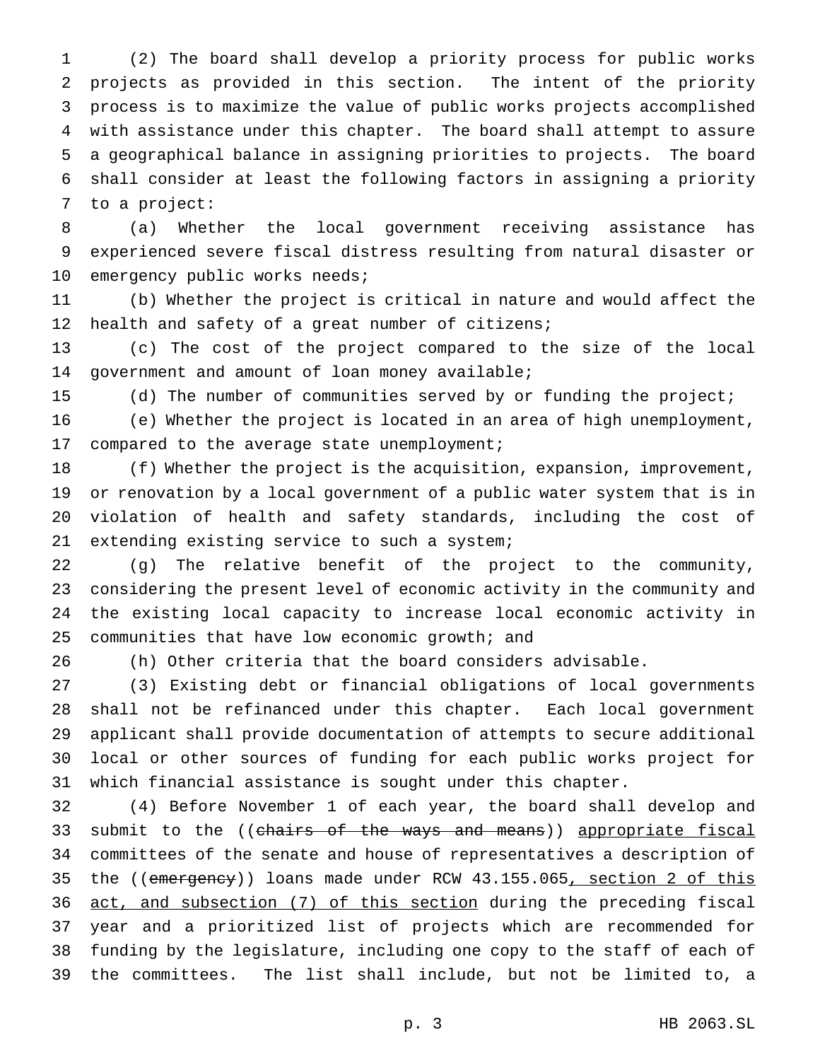(2) The board shall develop a priority process for public works projects as provided in this section. The intent of the priority process is to maximize the value of public works projects accomplished with assistance under this chapter. The board shall attempt to assure a geographical balance in assigning priorities to projects. The board shall consider at least the following factors in assigning a priority to a project:

(a) Whether the local government receiving assistance has experienced severe fiscal distress resulting from natural disaster or emergency public works needs;

(b) Whether the project is critical in nature and would affect the health and safety of a great number of citizens;

(c) The cost of the project compared to the size of the local government and amount of loan money available;

(d) The number of communities served by or funding the project;

(e) Whether the project is located in an area of high unemployment, compared to the average state unemployment;

(f) Whether the project is the acquisition, expansion, improvement, or renovation by a local government of a public water system that is in violation of health and safety standards, including the cost of extending existing service to such a system;

(g) The relative benefit of the project to the community, considering the present level of economic activity in the community and the existing local capacity to increase local economic activity in communities that have low economic growth; and

(h) Other criteria that the board considers advisable.

(3) Existing debt or financial obligations of local governments shall not be refinanced under this chapter. Each local government applicant shall provide documentation of attempts to secure additional local or other sources of funding for each public works project for which financial assistance is sought under this chapter.

(4) Before November 1 of each year, the board shall develop and submit to the ((~~chairs of the ways and means~~)) <u>appropriate fiscal</u> committees of the senate and house of representatives a description of the ((~~emergency~~)) loans made under RCW 43.155.065<u>, section 2 of this act, and subsection (7) of this section</u> during the preceding fiscal year and a prioritized list of projects which are recommended for funding by the legislature, including one copy to the staff of each of the committees. The list shall include, but not be limited to, a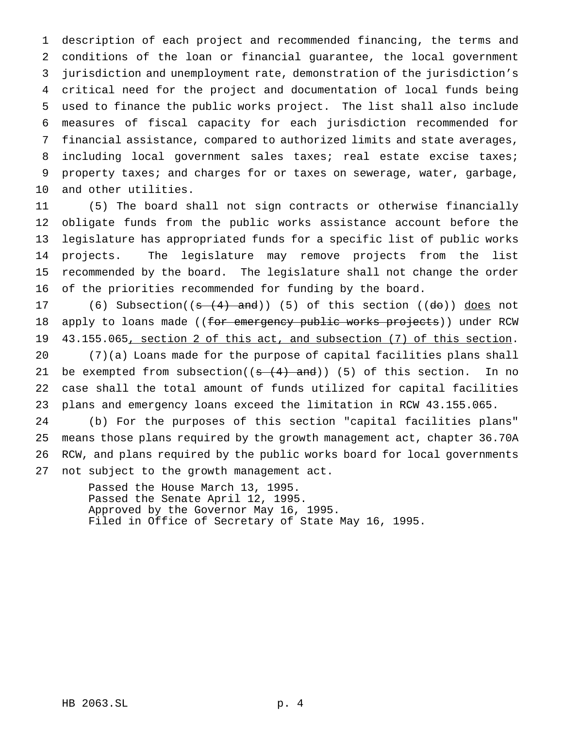description of each project and recommended financing, the terms and conditions of the loan or financial guarantee, the local government jurisdiction and unemployment rate, demonstration of the jurisdiction's critical need for the project and documentation of local funds being used to finance the public works project. The list shall also include measures of fiscal capacity for each jurisdiction recommended for financial assistance, compared to authorized limits and state averages, including local government sales taxes; real estate excise taxes; property taxes; and charges for or taxes on sewerage, water, garbage, and other utilities.

(5) The board shall not sign contracts or otherwise financially obligate funds from the public works assistance account before the legislature has appropriated funds for a specific list of public works projects. The legislature may remove projects from the list recommended by the board. The legislature shall not change the order of the priorities recommended for funding by the board.

(6) Subsection((~~s (4) and~~)) (5) of this section ((~~do~~)) <u>does</u> not apply to loans made ((~~for emergency public works projects~~)) under RCW 43.155.065<u>, section 2 of this act, and subsection (7) of this section</u>.

(7)(a) Loans made for the purpose of capital facilities plans shall be exempted from subsection((~~s (4) and~~)) (5) of this section. In no case shall the total amount of funds utilized for capital facilities plans and emergency loans exceed the limitation in RCW 43.155.065.

(b) For the purposes of this section "capital facilities plans" means those plans required by the growth management act, chapter 36.70A RCW, and plans required by the public works board for local governments not subject to the growth management act.

Passed the House March 13, 1995.
Passed the Senate April 12, 1995.
Approved by the Governor May 16, 1995.
Filed in Office of Secretary of State May 16, 1995.